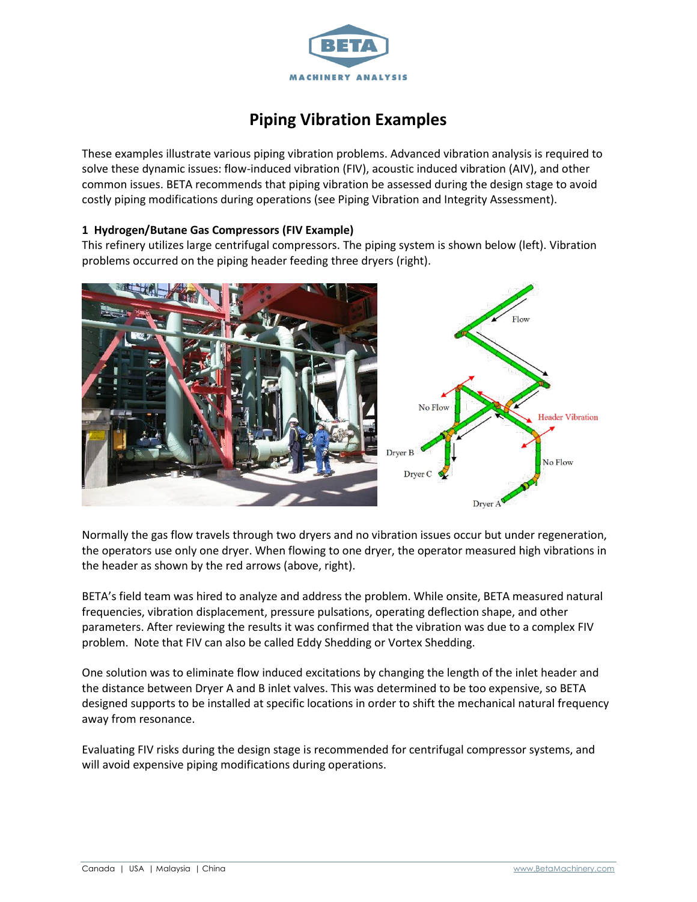# Piping Vibration Examples

These examples illustrate various piping vibration problems. Advanced vibration analysis is required to solve these dynamic issues: flow-induced vibration (FIV), acoustic induced vibration (AIV), and other common issues. BETA recommends that piping vibration be assessed during the design stage to avoid costly piping modifications during operations (see Piping Vibration and Integrity Assessment).

## 1 Hydrogen/Butane Gas Compressors (FIV Example)

This refinery utilizes large centrifugal compressors. The piping system is shown below (left). Vibration problems occurred on the piping header feeding three dryers (right).

Normally the gas flow travels through two dryers and no vibration issues occur but under regeneration, the operators use only one dryer. When flowing to one dryer, the operator measured high vibrations in the header as shown by the red arrows (above, right).

BETA's field team was hired to analyze and address the problem. While onsite, BETA measured natural frequencies, vibration displacement, pressure pulsations, operating deflection shape, and other parameters. After reviewing the results it was confirmed that the vibration was due to a complex FIV problem. Note that FIV can also be called Eddy Shedding or Vortex Shedding.

One solution was to eliminate flow induced excitations by changing the length of the inlet header and the distance between Dryer A and B inlet valves. This was determined to be too expensive, so BETA designed supports to be installed at specific locations in order to shift the mechanical natural frequency away from resonance.

Evaluating FIV risks during the design stage is recommended for centrifugal compressor systems, and will avoid expensive piping modifications during operations.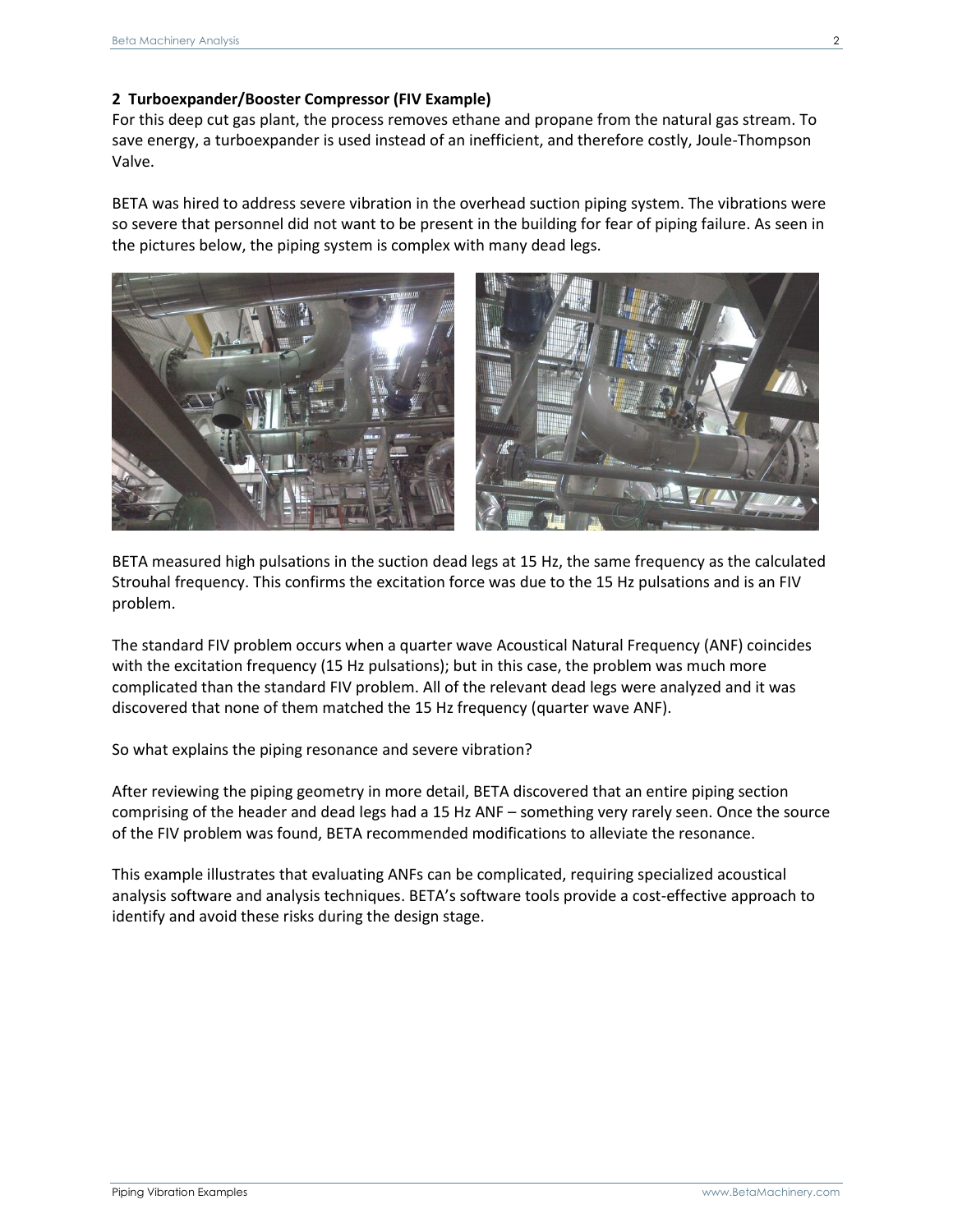## 2 Turboexpander/Booster Compressor (FIV Example)

For this deep cut gas plant, the process removes ethane and propane from the natural gas stream. To save energy, a turboexpander is used instead of an inefficient, and therefore costly, Joule-Thompson Valve.

BETA was hired to address severe vibration in the overhead suction piping system. The vibrations were so severe that personnel did not want to be present in the building for fear of piping failure. As seen in the pictures below, the piping system is complex with many dead legs.

BETA measured high pulsations in the suction dead legs at 15 Hz, the same frequency as the calculated Strouhal frequency. This confirms the excitation force was due to the 15 Hz pulsations and is an FIV problem.

The standard FIV problem occurs when a quarter wave Acoustical Natural Frequency (ANF) coincides with the excitation frequency (15 Hz pulsations); but in this case, the problem was much more complicated than the standard FIV problem. All of the relevant dead legs were analyzed and it was discovered that none of them matched the 15 Hz frequency (quarter wave ANF).

So what explains the piping resonance and severe vibration?

After reviewing the piping geometry in more detail, BETA discovered that an entire piping section comprising of the header and dead legs had a 15 Hz ANF – something very rarely seen. Once the source of the FIV problem was found, BETA recommended modifications to alleviate the resonance.

This example illustrates that evaluating ANFs can be complicated, requiring specialized acoustical analysis software and analysis techniques. BETA's software tools provide a cost-effective approach to identify and avoid these risks during the design stage.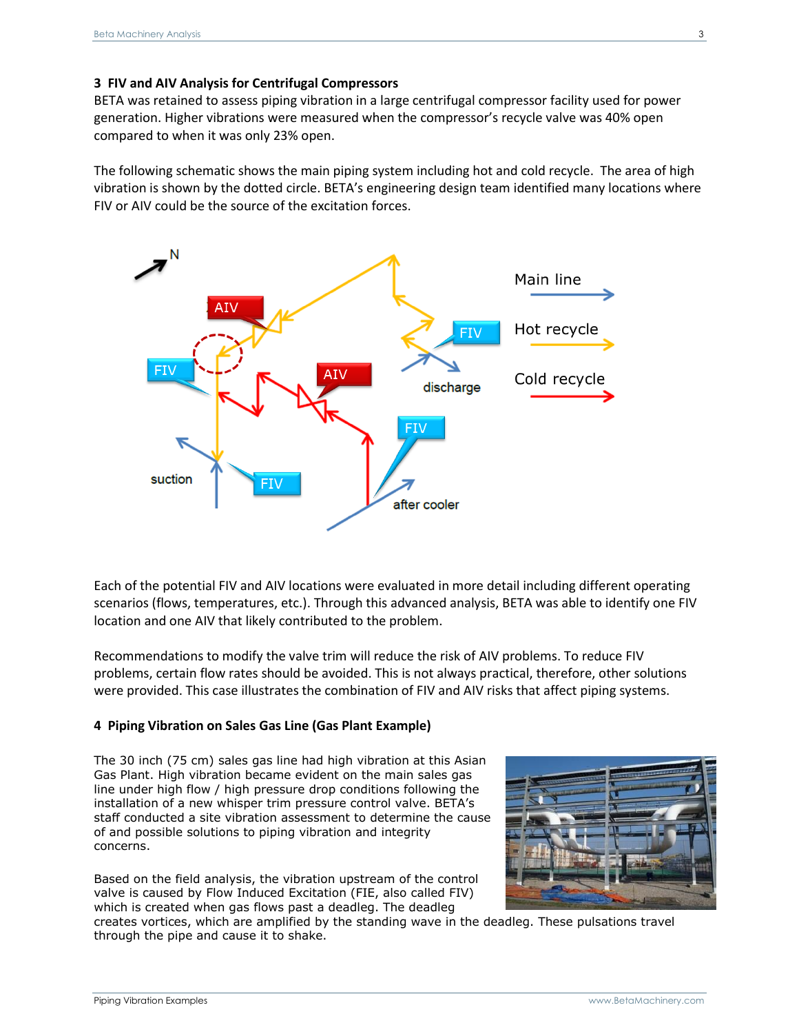## 3 FIV and AIV Analysis for Centrifugal Compressors

BETA was retained to assess piping vibration in a large centrifugal compressor facility used for power generation. Higher vibrations were measured when the compressor's recycle valve was 40% open compared to when it was only 23% open.

The following schematic shows the main piping system including hot and cold recycle. The area of high vibration is shown by the dotted circle. BETA's engineering design team identified many locations where FIV or AIV could be the source of the excitation forces.

Each of the potential FIV and AIV locations were evaluated in more detail including different operating scenarios (flows, temperatures, etc.). Through this advanced analysis, BETA was able to identify one FIV location and one AIV that likely contributed to the problem.

Recommendations to modify the valve trim will reduce the risk of AIV problems. To reduce FIV problems, certain flow rates should be avoided. This is not always practical, therefore, other solutions were provided. This case illustrates the combination of FIV and AIV risks that affect piping systems.

## 4 Piping Vibration on Sales Gas Line (Gas Plant Example)

The 30 inch (75 cm) sales gas line had high vibration at this Asian Gas Plant. High vibration became evident on the main sales gas line under high flow / high pressure drop conditions following the installation of a new whisper trim pressure control valve. BETA's staff conducted a site vibration assessment to determine the cause of and possible solutions to piping vibration and integrity concerns.

Based on the field analysis, the vibration upstream of the control valve is caused by Flow Induced Excitation (FIE, also called FIV) which is created when gas flows past a deadleg. The deadleg creates vortices, which are amplified by the standing wave in the deadleg. These pulsations travel through the pipe and cause it to shake.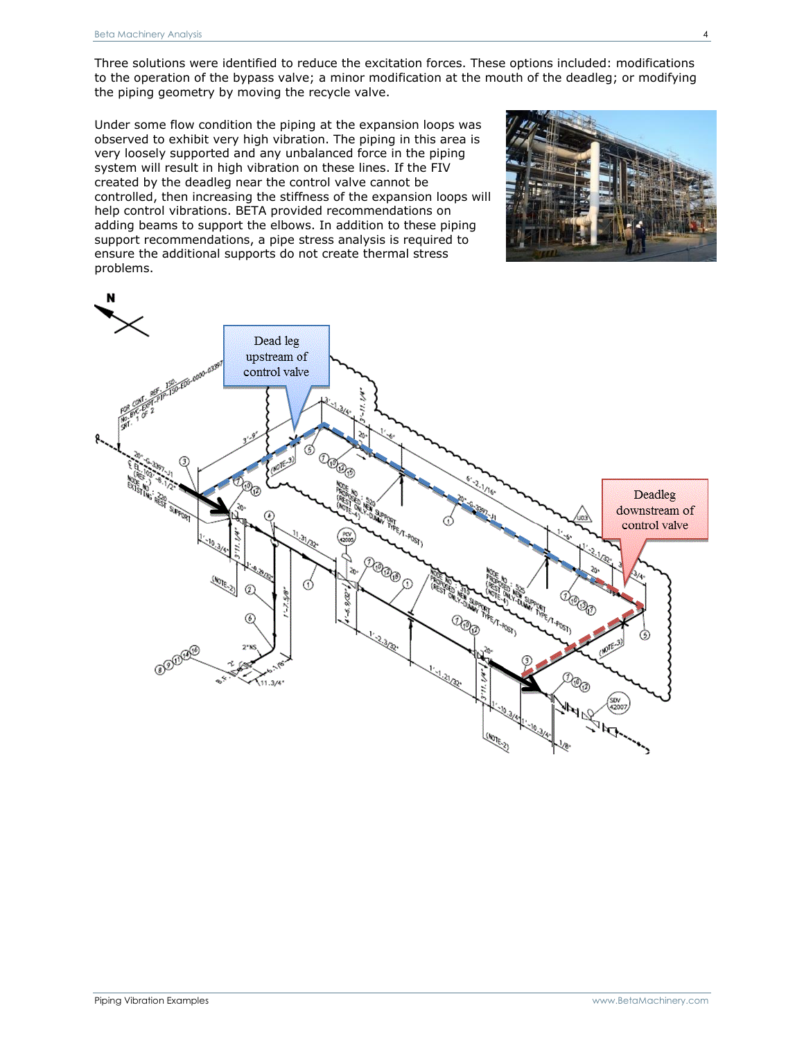Three solutions were identified to reduce the excitation forces. These options included: modifications to the operation of the bypass valve; a minor modification at the mouth of the deadleg; or modifying the piping geometry by moving the recycle valve.

Under some flow condition the piping at the expansion loops was observed to exhibit very high vibration. The piping in this area is very loosely supported and any unbalanced force in the piping system will result in high vibration on these lines. If the FIV created by the deadleg near the control valve cannot be controlled, then increasing the stiffness of the expansion loops will help control vibrations. BETA provided recommendations on adding beams to support the elbows. In addition to these piping support recommendations, a pipe stress analysis is required to ensure the additional supports do not create thermal stress problems.

Dead leg upstream of control valve

Deadleg downstream of control valve